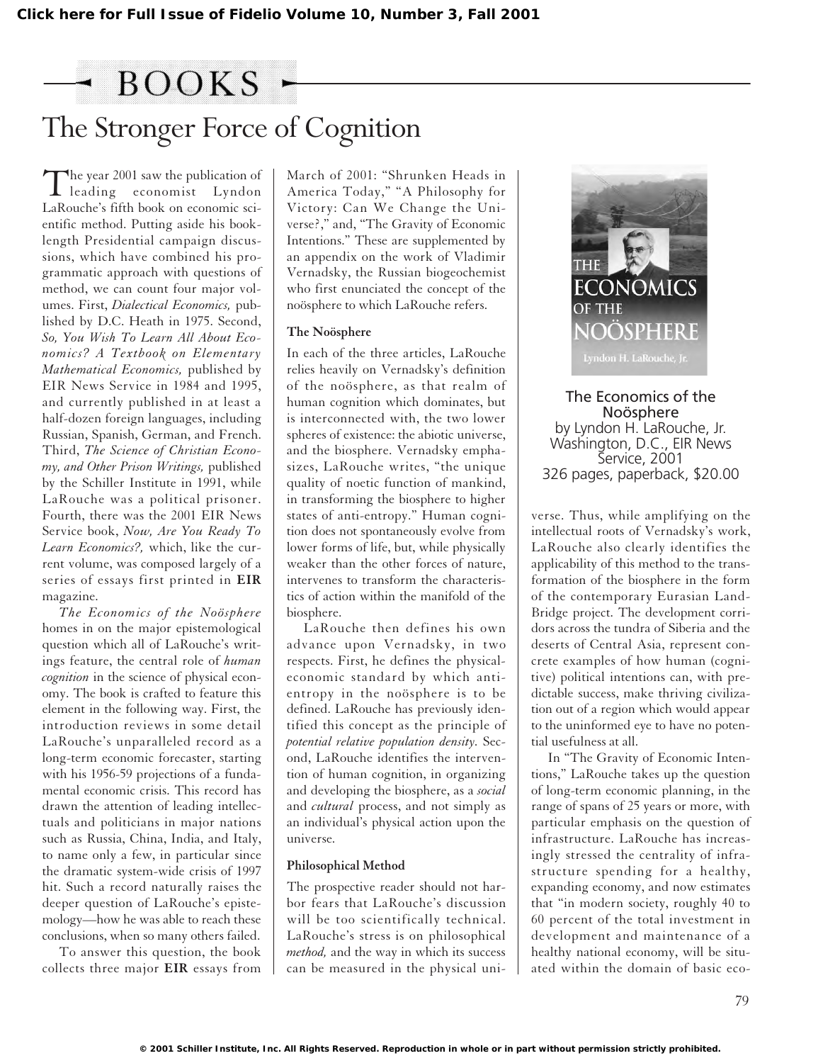# BOOKS

## The Stronger Force of Cognition

The Economics of the Noösphere
by Lyndon H. LaRouche, Jr.
Washington, D.C., EIR News Service, 2001
326 pages, paperback, $20.00

The year 2001 saw the publication of leading economist Lyndon LaRouche's fifth book on economic scientific method. Putting aside his book-length Presidential campaign discussions, which have combined his programmatic approach with questions of method, we can count four major volumes. First, *Dialectical Economics,* published by D.C. Heath in 1975. Second, *So, You Wish To Learn All About Economics? A Textbook on Elementary Mathematical Economics,* published by EIR News Service in 1984 and 1995, and currently published in at least a half-dozen foreign languages, including Russian, Spanish, German, and French. Third, *The Science of Christian Economy, and Other Prison Writings,* published by the Schiller Institute in 1991, while LaRouche was a political prisoner. Fourth, there was the 2001 EIR News Service book, *Now, Are You Ready To Learn Economics?,* which, like the current volume, was composed largely of a series of essays first printed in **EIR** magazine.

*The Economics of the Noösphere* homes in on the major epistemological question which all of LaRouche's writings feature, the central role of *human cognition* in the science of physical economy. The book is crafted to feature this element in the following way. First, the introduction reviews in some detail LaRouche's unparalleled record as a long-term economic forecaster, starting with his 1956-59 projections of a fundamental economic crisis. This record has drawn the attention of leading intellectuals and politicians in major nations such as Russia, China, India, and Italy, to name only a few, in particular since the dramatic system-wide crisis of 1997 hit. Such a record naturally raises the deeper question of LaRouche's epistemology—how he was able to reach these conclusions, when so many others failed.

To answer this question, the book collects three major **EIR** essays from March of 2001: "Shrunken Heads in America Today," "A Philosophy for Victory: Can We Change the Universe?," and, "The Gravity of Economic Intentions." These are supplemented by an appendix on the work of Vladimir Vernadsky, the Russian biogeochemist who first enunciated the concept of the noösphere to which LaRouche refers.

### The Noösphere

In each of the three articles, LaRouche relies heavily on Vernadsky's definition of the noösphere, as that realm of human cognition which dominates, but is interconnected with, the two lower spheres of existence: the abiotic universe, and the biosphere. Vernadsky emphasizes, LaRouche writes, "the unique quality of noetic function of mankind, in transforming the biosphere to higher states of anti-entropy." Human cognition does not spontaneously evolve from lower forms of life, but, while physically weaker than the other forces of nature, intervenes to transform the characteristics of action within the manifold of the biosphere.

LaRouche then defines his own advance upon Vernadsky, in two respects. First, he defines the physical-economic standard by which anti-entropy in the noösphere is to be defined. LaRouche has previously identified this concept as the principle of *potential relative population density.* Second, LaRouche identifies the intervention of human cognition, in organizing and developing the biosphere, as a *social* and *cultural* process, and not simply as an individual's physical action upon the universe.

### Philosophical Method

The prospective reader should not harbor fears that LaRouche's discussion will be too scientifically technical. LaRouche's stress is on philosophical *method,* and the way in which its success can be measured in the physical universe. Thus, while amplifying on the intellectual roots of Vernadsky's work, LaRouche also clearly identifies the applicability of this method to the transformation of the biosphere in the form of the contemporary Eurasian Land-Bridge project. The development corridors across the tundra of Siberia and the deserts of Central Asia, represent concrete examples of how human (cognitive) political intentions can, with predictable success, make thriving civilization out of a region which would appear to the uninformed eye to have no potential usefulness at all.

In "The Gravity of Economic Intentions," LaRouche takes up the question of long-term economic planning, in the range of spans of 25 years or more, with particular emphasis on the question of infrastructure. LaRouche has increasingly stressed the centrality of infrastructure spending for a healthy, expanding economy, and now estimates that "in modern society, roughly 40 to 60 percent of the total investment in development and maintenance of a healthy national economy, will be situated within the domain of basic eco-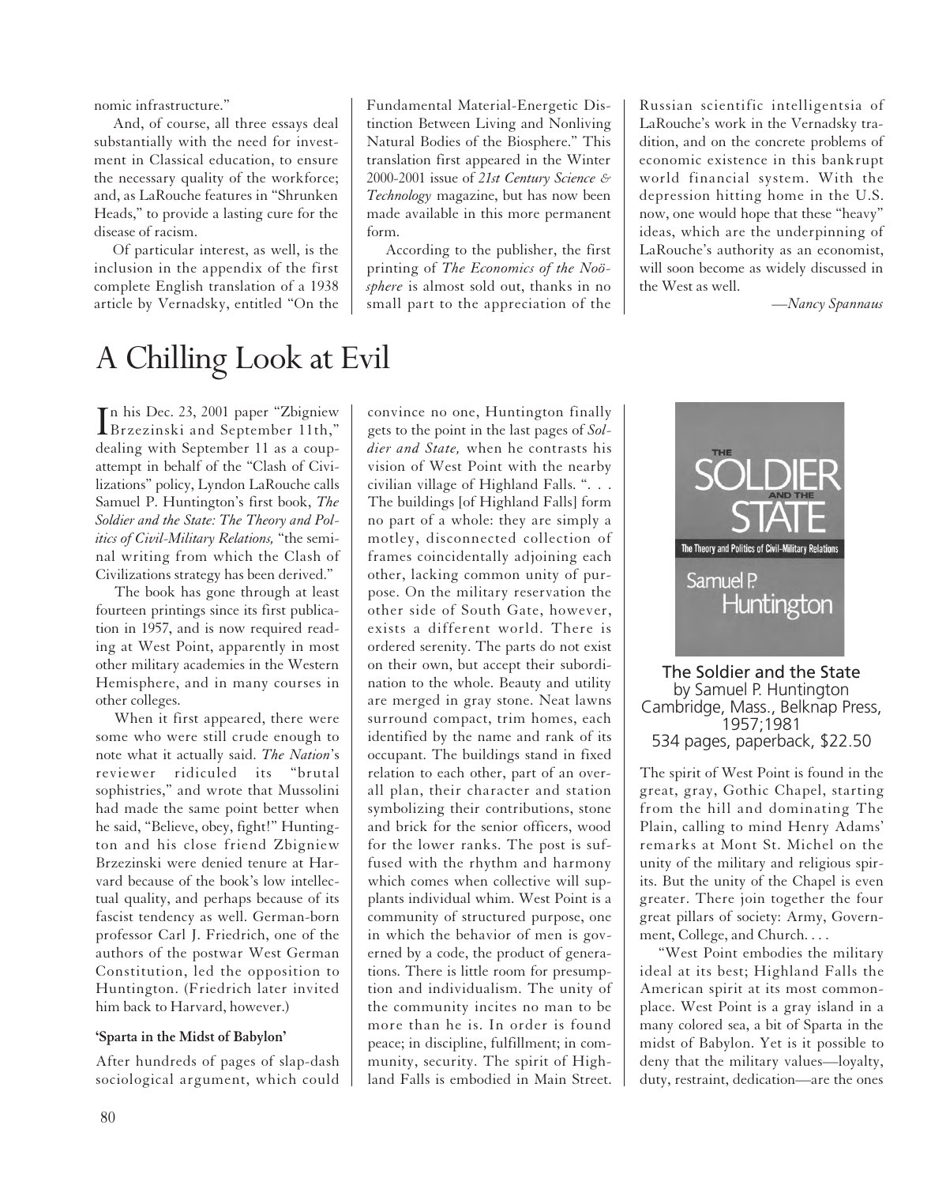nomic infrastructure."

And, of course, all three essays deal substantially with the need for investment in Classical education, to ensure the necessary quality of the workforce; and, as LaRouche features in "Shrunken Heads," to provide a lasting cure for the disease of racism.

Of particular interest, as well, is the inclusion in the appendix of the first complete English translation of a 1938 article by Vernadsky, entitled "On the Fundamental Material-Energetic Distinction Between Living and Nonliving Natural Bodies of the Biosphere." This translation first appeared in the Winter 2000-2001 issue of *21st Century Science & Technology* magazine, but has now been made available in this more permanent form.

According to the publisher, the first printing of *The Economics of the Noösphere* is almost sold out, thanks in no small part to the appreciation of the Russian scientific intelligentsia of LaRouche's work in the Vernadsky tradition, and on the concrete problems of economic existence in this bankrupt world financial system. With the depression hitting home in the U.S. now, one would hope that these "heavy" ideas, which are the underpinning of LaRouche's authority as an economist, will soon become as widely discussed in the West as well.

*—Nancy Spannaus*

# A Chilling Look at Evil

In his Dec. 23, 2001 paper "Zbigniew Brzezinski and September 11th," dealing with September 11 as a coup-attempt in behalf of the "Clash of Civilizations" policy, Lyndon LaRouche calls Samuel P. Huntington's first book, *The Soldier and the State: The Theory and Politics of Civil-Military Relations,* "the seminal writing from which the Clash of Civilizations strategy has been derived."

The book has gone through at least fourteen printings since its first publication in 1957, and is now required reading at West Point, apparently in most other military academies in the Western Hemisphere, and in many courses in other colleges.

When it first appeared, there were some who were still crude enough to note what it actually said. *The Nation*'s reviewer ridiculed its "brutal sophistries," and wrote that Mussolini had made the same point better when he said, "Believe, obey, fight!" Huntington and his close friend Zbigniew Brzezinski were denied tenure at Harvard because of the book's low intellectual quality, and perhaps because of its fascist tendency as well. German-born professor Carl J. Friedrich, one of the authors of the postwar West German Constitution, led the opposition to Huntington. (Friedrich later invited him back to Harvard, however.)

#### 'Sparta in the Midst of Babylon'

After hundreds of pages of slap-dash sociological argument, which could convince no one, Huntington finally gets to the point in the last pages of *Soldier and State,* when he contrasts his vision of West Point with the nearby civilian village of Highland Falls. ". . . The buildings [of Highland Falls] form no part of a whole: they are simply a motley, disconnected collection of frames coincidentally adjoining each other, lacking common unity of purpose. On the military reservation the other side of South Gate, however, exists a different world. There is ordered serenity. The parts do not exist on their own, but accept their subordination to the whole. Beauty and utility are merged in gray stone. Neat lawns surround compact, trim homes, each identified by the name and rank of its occupant. The buildings stand in fixed relation to each other, part of an overall plan, their character and station symbolizing their contributions, stone and brick for the senior officers, wood for the lower ranks. The post is suffused with the rhythm and harmony which comes when collective will supplants individual whim. West Point is a community of structured purpose, one in which the behavior of men is governed by a code, the product of generations. There is little room for presumption and individualism. The unity of the community incites no man to be more than he is. In order is found peace; in discipline, fulfillment; in community, security. The spirit of Highland Falls is embodied in Main Street. The spirit of West Point is found in the great, gray, Gothic Chapel, starting from the hill and dominating The Plain, calling to mind Henry Adams' remarks at Mont St. Michel on the unity of the military and religious spirits. But the unity of the Chapel is even greater. There join together the four great pillars of society: Army, Government, College, and Church. . . .

"West Point embodies the military ideal at its best; Highland Falls the American spirit at its most commonplace. West Point is a gray island in a many colored sea, a bit of Sparta in the midst of Babylon. Yet is it possible to deny that the military values—loyalty, duty, restraint, dedication—are the ones

**The Soldier and the State**
by Samuel P. Huntington
Cambridge, Mass., Belknap Press, 1957;1981
534 pages, paperback, $22.50